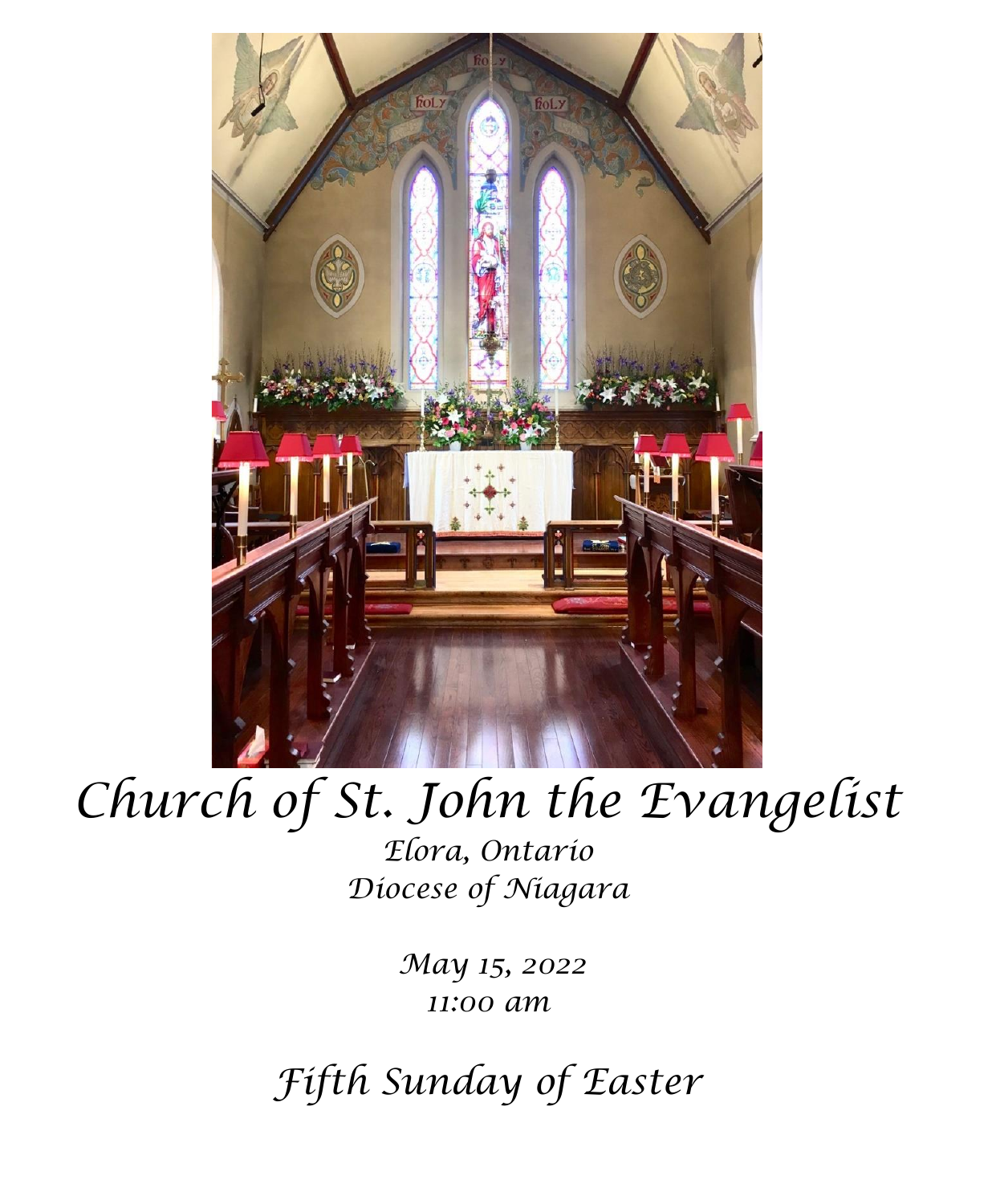# Church of St. John the Evangelist

*Elora, Ontario*
*Diocese of Niagara*

*May 15, 2022*
*11:00 am*

## *Fifth Sunday of Easter*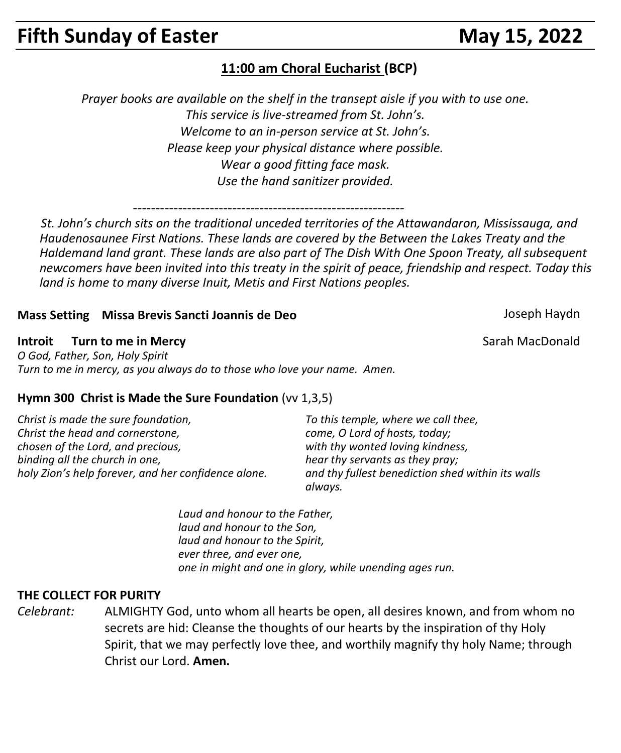# Fifth Sunday of Easter May 15, 2022

## 11:00 am Choral Eucharist (BCP)

*Prayer books are available on the shelf in the transept aisle if you with to use one.*
*This service is live-streamed from St. John's.*
*Welcome to an in-person service at St. John's.*
*Please keep your physical distance where possible.*
*Wear a good fitting face mask.*
*Use the hand sanitizer provided.*

------------------------------------------------------------

*St. John's church sits on the traditional unceded territories of the Attawandaron, Mississauga, and Haudenosaunee First Nations. These lands are covered by the Between the Lakes Treaty and the Haldemand land grant. These lands are also part of The Dish With One Spoon Treaty, all subsequent newcomers have been invited into this treaty in the spirit of peace, friendship and respect. Today this land is home to many diverse Inuit, Metis and First Nations peoples.*

**Mass Setting Missa Brevis Sancti Joannis de Deo** Joseph Haydn

**Introit Turn to me in Mercy** Sarah MacDonald

*O God, Father, Son, Holy Spirit*
*Turn to me in mercy, as you always do to those who love your name. Amen.*

**Hymn 300 Christ is Made the Sure Foundation** (vv 1,3,5)

*Christ is made the sure foundation,*
*Christ the head and cornerstone,*
*chosen of the Lord, and precious,*
*binding all the church in one,*
*holy Zion's help forever, and her confidence alone.*

*To this temple, where we call thee,*
*come, O Lord of hosts, today;*
*with thy wonted loving kindness,*
*hear thy servants as they pray;*
*and thy fullest benediction shed within its walls always.*

*Laud and honour to the Father,*
*laud and honour to the Son,*
*laud and honour to the Spirit,*
*ever three, and ever one,*
*one in might and one in glory, while unending ages run.*

**THE COLLECT FOR PURITY**

*Celebrant:* ALMIGHTY God, unto whom all hearts be open, all desires known, and from whom no secrets are hid: Cleanse the thoughts of our hearts by the inspiration of thy Holy Spirit, that we may perfectly love thee, and worthily magnify thy holy Name; through Christ our Lord. **Amen.**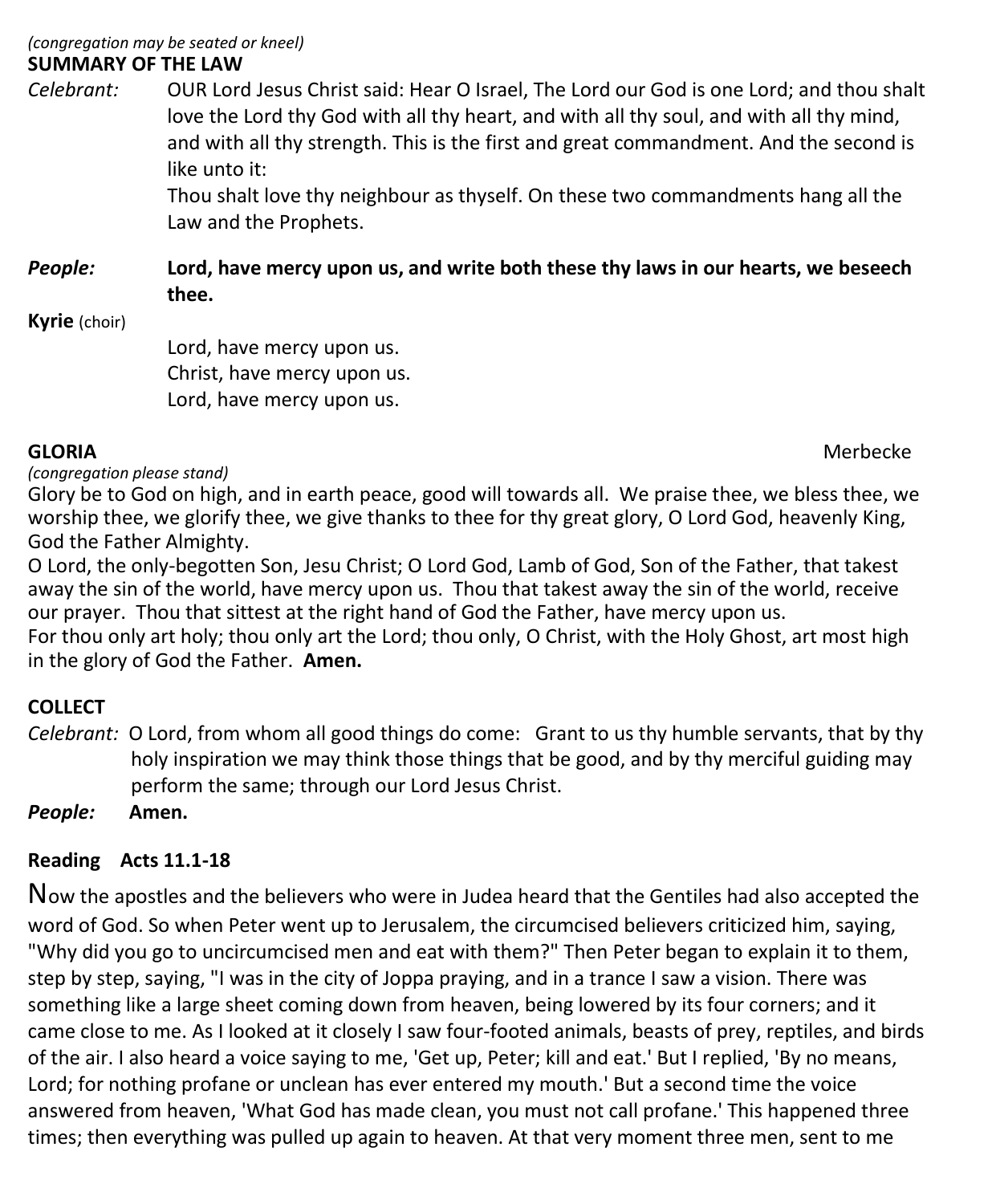*(congregation may be seated or kneel)*

**SUMMARY OF THE LAW**

*Celebrant:* OUR Lord Jesus Christ said: Hear O Israel, The Lord our God is one Lord; and thou shalt love the Lord thy God with all thy heart, and with all thy soul, and with all thy mind, and with all thy strength. This is the first and great commandment. And the second is like unto it:
Thou shalt love thy neighbour as thyself. On these two commandments hang all the Law and the Prophets.

***People:*** **Lord, have mercy upon us, and write both these thy laws in our hearts, we beseech thee.**

**Kyrie** (choir)

Lord, have mercy upon us.
Christ, have mercy upon us.
Lord, have mercy upon us.

**GLORIA** Merbecke

*(congregation please stand)*

Glory be to God on high, and in earth peace, good will towards all. We praise thee, we bless thee, we worship thee, we glorify thee, we give thanks to thee for thy great glory, O Lord God, heavenly King, God the Father Almighty.
O Lord, the only-begotten Son, Jesu Christ; O Lord God, Lamb of God, Son of the Father, that takest away the sin of the world, have mercy upon us. Thou that takest away the sin of the world, receive our prayer. Thou that sittest at the right hand of God the Father, have mercy upon us.
For thou only art holy; thou only art the Lord; thou only, O Christ, with the Holy Ghost, art most high in the glory of God the Father. **Amen.**

**COLLECT**

*Celebrant:* O Lord, from whom all good things do come: Grant to us thy humble servants, that by thy holy inspiration we may think those things that be good, and by thy merciful guiding may perform the same; through our Lord Jesus Christ.

***People:*** **Amen.**

**Reading Acts 11.1-18**

Now the apostles and the believers who were in Judea heard that the Gentiles had also accepted the word of God. So when Peter went up to Jerusalem, the circumcised believers criticized him, saying, "Why did you go to uncircumcised men and eat with them?" Then Peter began to explain it to them, step by step, saying, "I was in the city of Joppa praying, and in a trance I saw a vision. There was something like a large sheet coming down from heaven, being lowered by its four corners; and it came close to me. As I looked at it closely I saw four-footed animals, beasts of prey, reptiles, and birds of the air. I also heard a voice saying to me, 'Get up, Peter; kill and eat.' But I replied, 'By no means, Lord; for nothing profane or unclean has ever entered my mouth.' But a second time the voice answered from heaven, 'What God has made clean, you must not call profane.' This happened three times; then everything was pulled up again to heaven. At that very moment three men, sent to me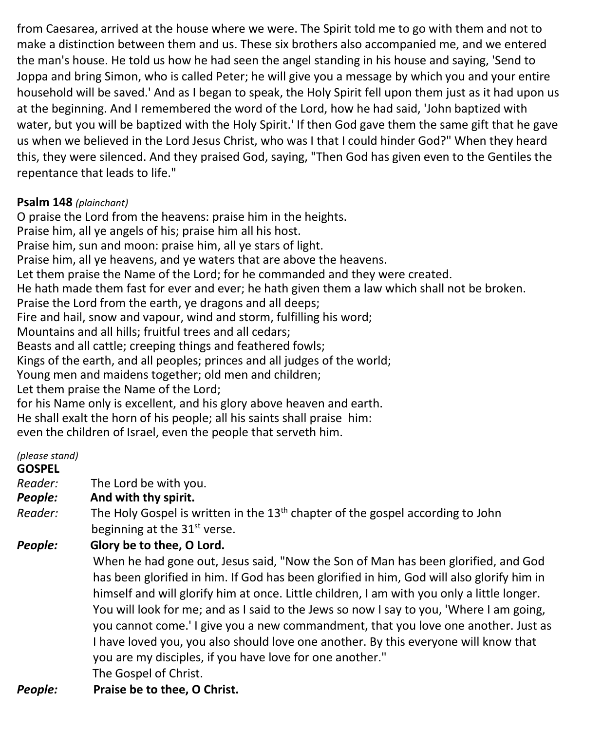from Caesarea, arrived at the house where we were. The Spirit told me to go with them and not to make a distinction between them and us. These six brothers also accompanied me, and we entered the man's house. He told us how he had seen the angel standing in his house and saying, 'Send to Joppa and bring Simon, who is called Peter; he will give you a message by which you and your entire household will be saved.' And as I began to speak, the Holy Spirit fell upon them just as it had upon us at the beginning. And I remembered the word of the Lord, how he had said, 'John baptized with water, but you will be baptized with the Holy Spirit.' If then God gave them the same gift that he gave us when we believed in the Lord Jesus Christ, who was I that I could hinder God?" When they heard this, they were silenced. And they praised God, saying, "Then God has given even to the Gentiles the repentance that leads to life."

**Psalm 148** *(plainchant)*

O praise the Lord from the heavens: praise him in the heights.
Praise him, all ye angels of his; praise him all his host.
Praise him, sun and moon: praise him, all ye stars of light.
Praise him, all ye heavens, and ye waters that are above the heavens.
Let them praise the Name of the Lord; for he commanded and they were created.
He hath made them fast for ever and ever; he hath given them a law which shall not be broken.
Praise the Lord from the earth, ye dragons and all deeps;
Fire and hail, snow and vapour, wind and storm, fulfilling his word;
Mountains and all hills; fruitful trees and all cedars;
Beasts and all cattle; creeping things and feathered fowls;
Kings of the earth, and all peoples; princes and all judges of the world;
Young men and maidens together; old men and children;
Let them praise the Name of the Lord;
for his Name only is excellent, and his glory above heaven and earth.
He shall exalt the horn of his people; all his saints shall praise him:
even the children of Israel, even the people that serveth him.

*(please stand)*

**GOSPEL**

*Reader:* The Lord be with you.

***People:*** **And with thy spirit.**

*Reader:* The Holy Gospel is written in the 13th chapter of the gospel according to John beginning at the 31st verse.

***People:*** **Glory be to thee, O Lord.**

When he had gone out, Jesus said, "Now the Son of Man has been glorified, and God has been glorified in him. If God has been glorified in him, God will also glorify him in himself and will glorify him at once. Little children, I am with you only a little longer. You will look for me; and as I said to the Jews so now I say to you, 'Where I am going, you cannot come.' I give you a new commandment, that you love one another. Just as I have loved you, you also should love one another. By this everyone will know that you are my disciples, if you have love for one another."
The Gospel of Christ.

***People:*** **Praise be to thee, O Christ.**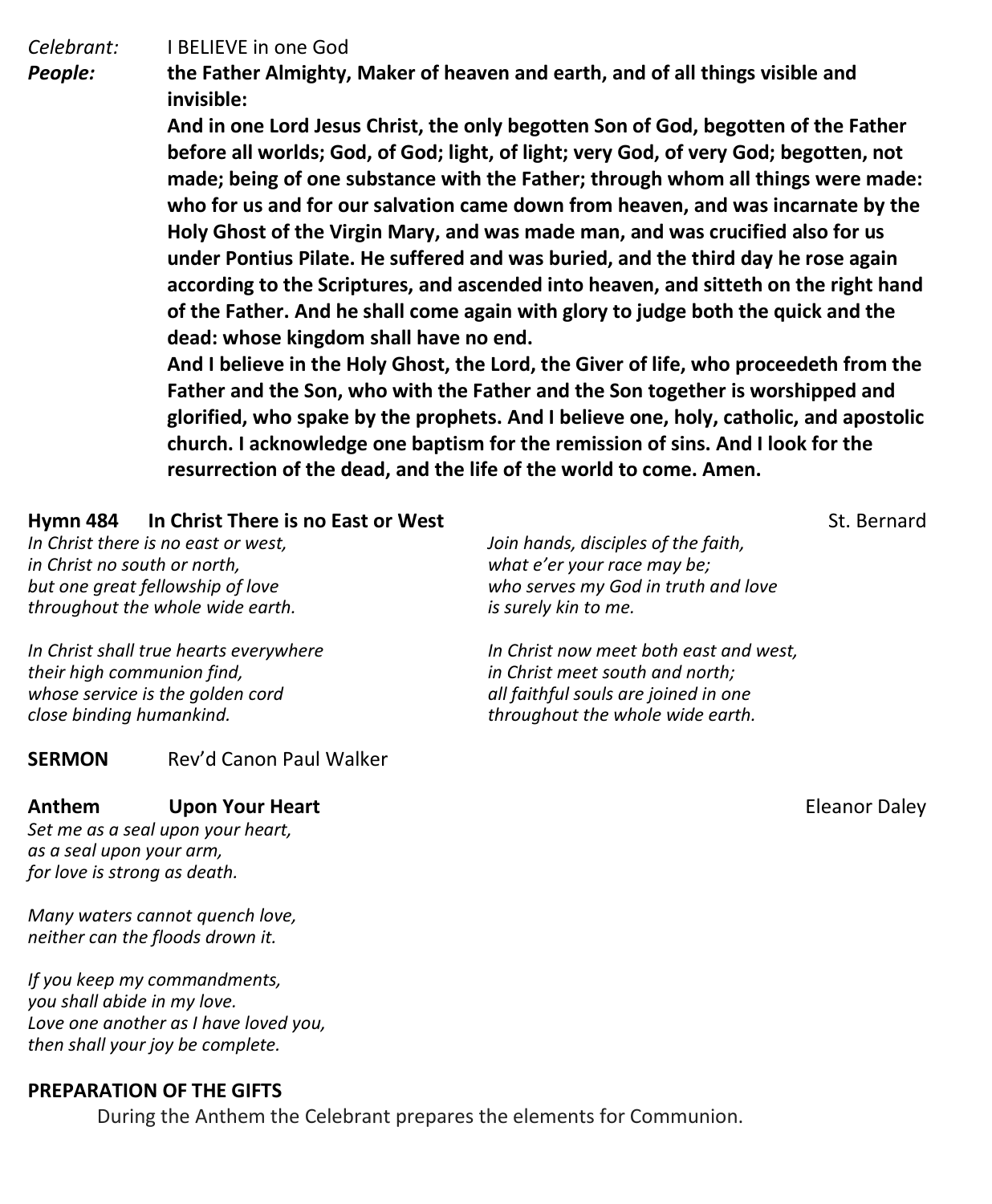*Celebrant:* I BELIEVE in one God

***People:*** **the Father Almighty, Maker of heaven and earth, and of all things visible and invisible:**

**And in one Lord Jesus Christ, the only begotten Son of God, begotten of the Father before all worlds; God, of God; light, of light; very God, of very God; begotten, not made; being of one substance with the Father; through whom all things were made: who for us and for our salvation came down from heaven, and was incarnate by the Holy Ghost of the Virgin Mary, and was made man, and was crucified also for us under Pontius Pilate. He suffered and was buried, and the third day he rose again according to the Scriptures, and ascended into heaven, and sitteth on the right hand of the Father. And he shall come again with glory to judge both the quick and the dead: whose kingdom shall have no end.**

**And I believe in the Holy Ghost, the Lord, the Giver of life, who proceedeth from the Father and the Son, who with the Father and the Son together is worshipped and glorified, who spake by the prophets. And I believe one, holy, catholic, and apostolic church. I acknowledge one baptism for the remission of sins. And I look for the resurrection of the dead, and the life of the world to come. Amen.**

**Hymn 484 In Christ There is no East or West** St. Bernard

*In Christ there is no east or west,*
*in Christ no south or north,*
*but one great fellowship of love*
*throughout the whole wide earth.*

*In Christ shall true hearts everywhere*
*their high communion find,*
*whose service is the golden cord*
*close binding humankind.*

*Join hands, disciples of the faith,*
*what e'er your race may be;*
*who serves my God in truth and love*
*is surely kin to me.*

*In Christ now meet both east and west,*
*in Christ meet south and north;*
*all faithful souls are joined in one*
*throughout the whole wide earth.*

**SERMON** Rev'd Canon Paul Walker

**Anthem Upon Your Heart** Eleanor Daley

*Set me as a seal upon your heart,*
*as a seal upon your arm,*
*for love is strong as death.*

*Many waters cannot quench love,*
*neither can the floods drown it.*

*If you keep my commandments,*
*you shall abide in my love.*
*Love one another as I have loved you,*
*then shall your joy be complete.*

**PREPARATION OF THE GIFTS**

During the Anthem the Celebrant prepares the elements for Communion.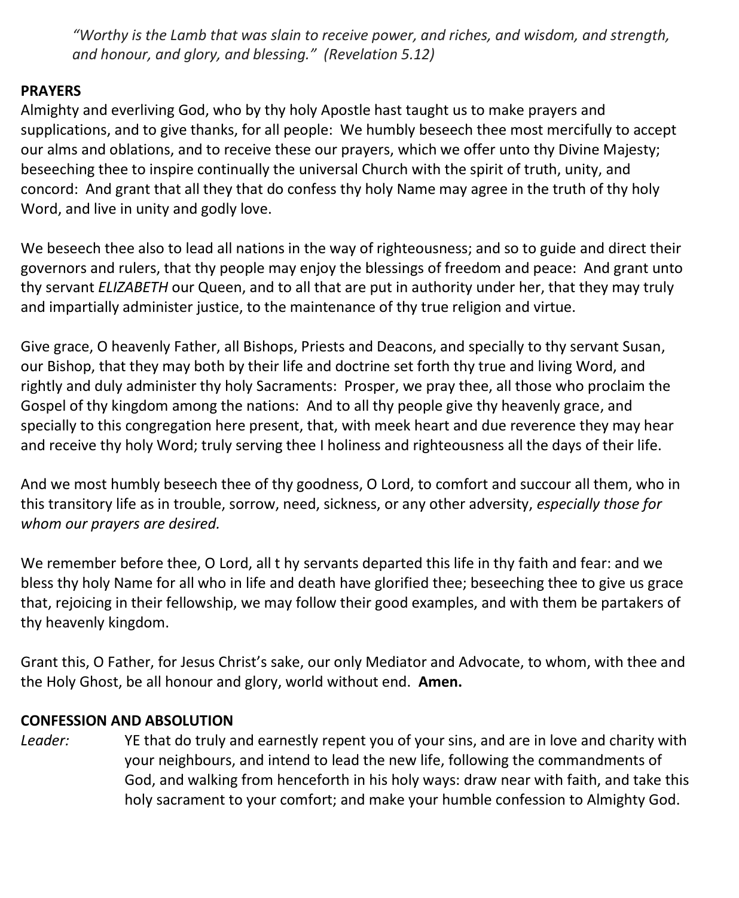*"Worthy is the Lamb that was slain to receive power, and riches, and wisdom, and strength, and honour, and glory, and blessing." (Revelation 5.12)*

**PRAYERS**

Almighty and everliving God, who by thy holy Apostle hast taught us to make prayers and supplications, and to give thanks, for all people: We humbly beseech thee most mercifully to accept our alms and oblations, and to receive these our prayers, which we offer unto thy Divine Majesty; beseeching thee to inspire continually the universal Church with the spirit of truth, unity, and concord: And grant that all they that do confess thy holy Name may agree in the truth of thy holy Word, and live in unity and godly love.

We beseech thee also to lead all nations in the way of righteousness; and so to guide and direct their governors and rulers, that thy people may enjoy the blessings of freedom and peace: And grant unto thy servant *ELIZABETH* our Queen, and to all that are put in authority under her, that they may truly and impartially administer justice, to the maintenance of thy true religion and virtue.

Give grace, O heavenly Father, all Bishops, Priests and Deacons, and specially to thy servant Susan, our Bishop, that they may both by their life and doctrine set forth thy true and living Word, and rightly and duly administer thy holy Sacraments: Prosper, we pray thee, all those who proclaim the Gospel of thy kingdom among the nations: And to all thy people give thy heavenly grace, and specially to this congregation here present, that, with meek heart and due reverence they may hear and receive thy holy Word; truly serving thee I holiness and righteousness all the days of their life.

And we most humbly beseech thee of thy goodness, O Lord, to comfort and succour all them, who in this transitory life as in trouble, sorrow, need, sickness, or any other adversity, *especially those for whom our prayers are desired.*

We remember before thee, O Lord, all t hy servants departed this life in thy faith and fear: and we bless thy holy Name for all who in life and death have glorified thee; beseeching thee to give us grace that, rejoicing in their fellowship, we may follow their good examples, and with them be partakers of thy heavenly kingdom.

Grant this, O Father, for Jesus Christ's sake, our only Mediator and Advocate, to whom, with thee and the Holy Ghost, be all honour and glory, world without end. **Amen.**

**CONFESSION AND ABSOLUTION**

*Leader:* YE that do truly and earnestly repent you of your sins, and are in love and charity with your neighbours, and intend to lead the new life, following the commandments of God, and walking from henceforth in his holy ways: draw near with faith, and take this holy sacrament to your comfort; and make your humble confession to Almighty God.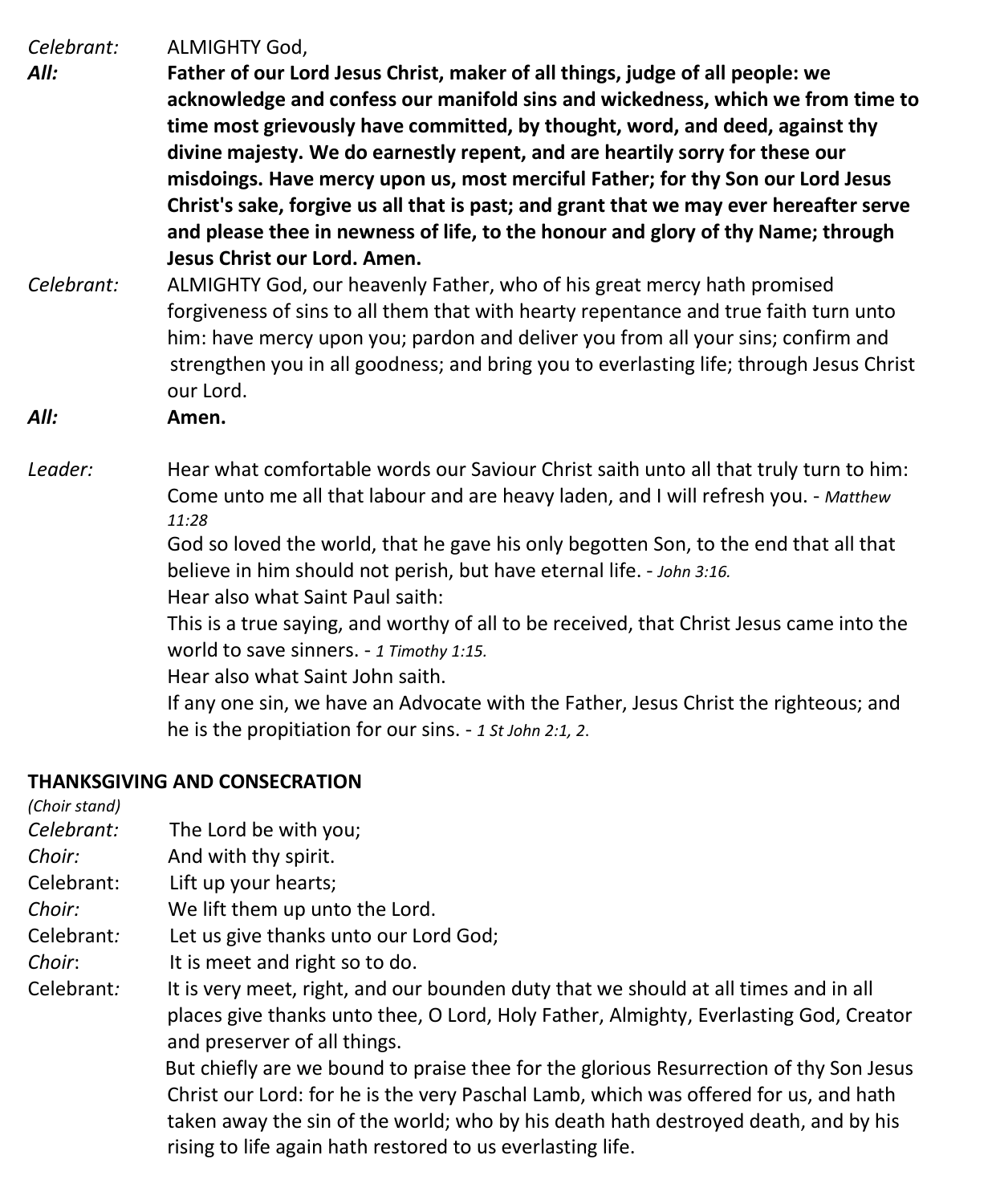*Celebrant:* ALMIGHTY God,

***All:*** **Father of our Lord Jesus Christ, maker of all things, judge of all people: we acknowledge and confess our manifold sins and wickedness, which we from time to time most grievously have committed, by thought, word, and deed, against thy divine majesty. We do earnestly repent, and are heartily sorry for these our misdoings. Have mercy upon us, most merciful Father; for thy Son our Lord Jesus Christ's sake, forgive us all that is past; and grant that we may ever hereafter serve and please thee in newness of life, to the honour and glory of thy Name; through Jesus Christ our Lord. Amen.**

*Celebrant:* ALMIGHTY God, our heavenly Father, who of his great mercy hath promised forgiveness of sins to all them that with hearty repentance and true faith turn unto him: have mercy upon you; pardon and deliver you from all your sins; confirm and strengthen you in all goodness; and bring you to everlasting life; through Jesus Christ our Lord.

***All:*** **Amen.**

*Leader:* Hear what comfortable words our Saviour Christ saith unto all that truly turn to him:
Come unto me all that labour and are heavy laden, and I will refresh you. - *Matthew 11:28*
God so loved the world, that he gave his only begotten Son, to the end that all that believe in him should not perish, but have eternal life. - *John 3:16.*
Hear also what Saint Paul saith:
This is a true saying, and worthy of all to be received, that Christ Jesus came into the world to save sinners. - *1 Timothy 1:15.*
Hear also what Saint John saith.
If any one sin, we have an Advocate with the Father, Jesus Christ the righteous; and he is the propitiation for our sins. - *1 St John 2:1, 2.*

**THANKSGIVING AND CONSECRATION**

*(Choir stand)*

*Celebrant:* The Lord be with you;

*Choir:* And with thy spirit.

Celebrant: Lift up your hearts;

*Choir:* We lift them up unto the Lord.

Celebrant*:* Let us give thanks unto our Lord God;

*Choir*: It is meet and right so to do.

Celebrant*:* It is very meet, right, and our bounden duty that we should at all times and in all places give thanks unto thee, O Lord, Holy Father, Almighty, Everlasting God, Creator and preserver of all things.
But chiefly are we bound to praise thee for the glorious Resurrection of thy Son Jesus Christ our Lord: for he is the very Paschal Lamb, which was offered for us, and hath taken away the sin of the world; who by his death hath destroyed death, and by his rising to life again hath restored to us everlasting life.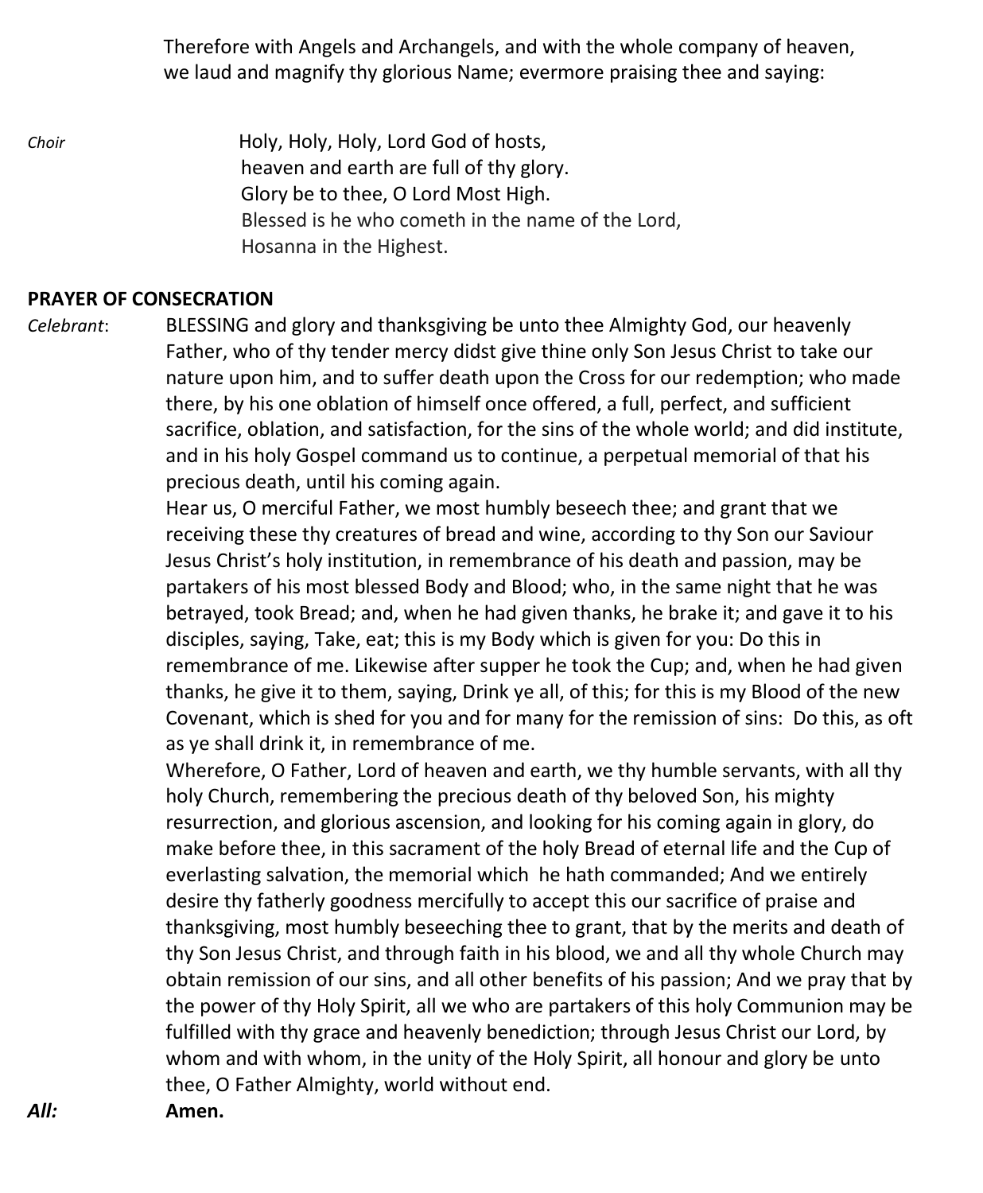Therefore with Angels and Archangels, and with the whole company of heaven, we laud and magnify thy glorious Name; evermore praising thee and saying:

*Choir*

Holy, Holy, Holy, Lord God of hosts,
heaven and earth are full of thy glory.
Glory be to thee, O Lord Most High.
Blessed is he who cometh in the name of the Lord,
Hosanna in the Highest.

**PRAYER OF CONSECRATION**

*Celebrant*: BLESSING and glory and thanksgiving be unto thee Almighty God, our heavenly Father, who of thy tender mercy didst give thine only Son Jesus Christ to take our nature upon him, and to suffer death upon the Cross for our redemption; who made there, by his one oblation of himself once offered, a full, perfect, and sufficient sacrifice, oblation, and satisfaction, for the sins of the whole world; and did institute, and in his holy Gospel command us to continue, a perpetual memorial of that his precious death, until his coming again.

Hear us, O merciful Father, we most humbly beseech thee; and grant that we receiving these thy creatures of bread and wine, according to thy Son our Saviour Jesus Christ's holy institution, in remembrance of his death and passion, may be partakers of his most blessed Body and Blood; who, in the same night that he was betrayed, took Bread; and, when he had given thanks, he brake it; and gave it to his disciples, saying, Take, eat; this is my Body which is given for you: Do this in remembrance of me. Likewise after supper he took the Cup; and, when he had given thanks, he give it to them, saying, Drink ye all, of this; for this is my Blood of the new Covenant, which is shed for you and for many for the remission of sins: Do this, as oft as ye shall drink it, in remembrance of me.

Wherefore, O Father, Lord of heaven and earth, we thy humble servants, with all thy holy Church, remembering the precious death of thy beloved Son, his mighty resurrection, and glorious ascension, and looking for his coming again in glory, do make before thee, in this sacrament of the holy Bread of eternal life and the Cup of everlasting salvation, the memorial which he hath commanded; And we entirely desire thy fatherly goodness mercifully to accept this our sacrifice of praise and thanksgiving, most humbly beseeching thee to grant, that by the merits and death of thy Son Jesus Christ, and through faith in his blood, we and all thy whole Church may obtain remission of our sins, and all other benefits of his passion; And we pray that by the power of thy Holy Spirit, all we who are partakers of this holy Communion may be fulfilled with thy grace and heavenly benediction; through Jesus Christ our Lord, by whom and with whom, in the unity of the Holy Spirit, all honour and glory be unto thee, O Father Almighty, world without end.

***All:*** **Amen.**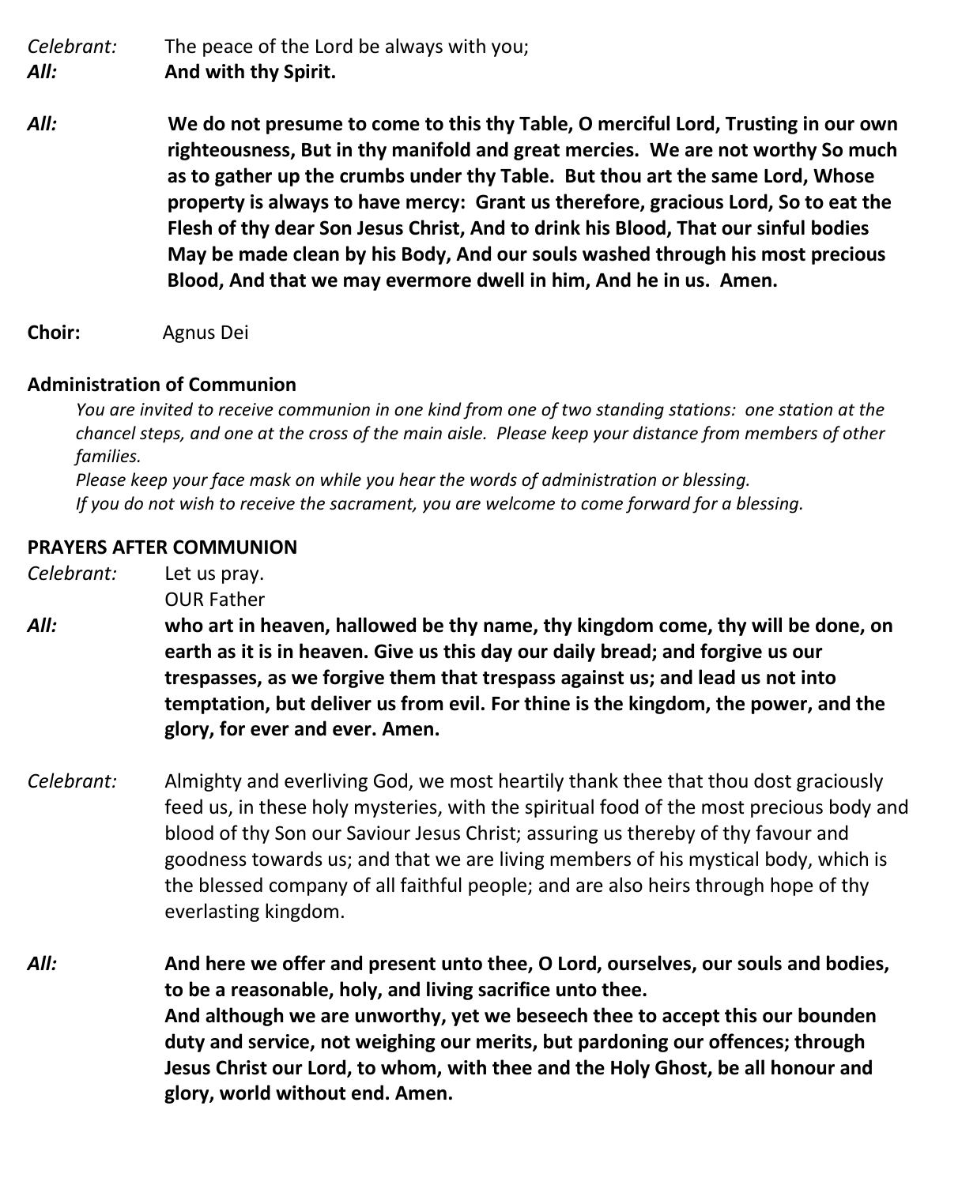*Celebrant:* The peace of the Lord be always with you;
***All:*** **And with thy Spirit.**

***All:*** **We do not presume to come to this thy Table, O merciful Lord, Trusting in our own righteousness, But in thy manifold and great mercies. We are not worthy So much as to gather up the crumbs under thy Table. But thou art the same Lord, Whose property is always to have mercy: Grant us therefore, gracious Lord, So to eat the Flesh of thy dear Son Jesus Christ, And to drink his Blood, That our sinful bodies May be made clean by his Body, And our souls washed through his most precious Blood, And that we may evermore dwell in him, And he in us. Amen.**

**Choir:** Agnus Dei

**Administration of Communion**

*You are invited to receive communion in one kind from one of two standing stations: one station at the chancel steps, and one at the cross of the main aisle. Please keep your distance from members of other families.*

*Please keep your face mask on while you hear the words of administration or blessing.*

*If you do not wish to receive the sacrament, you are welcome to come forward for a blessing.*

**PRAYERS AFTER COMMUNION**

*Celebrant:* Let us pray.
OUR Father

***All:*** **who art in heaven, hallowed be thy name, thy kingdom come, thy will be done, on earth as it is in heaven. Give us this day our daily bread; and forgive us our trespasses, as we forgive them that trespass against us; and lead us not into temptation, but deliver us from evil. For thine is the kingdom, the power, and the glory, for ever and ever. Amen.**

*Celebrant:* Almighty and everliving God, we most heartily thank thee that thou dost graciously feed us, in these holy mysteries, with the spiritual food of the most precious body and blood of thy Son our Saviour Jesus Christ; assuring us thereby of thy favour and goodness towards us; and that we are living members of his mystical body, which is the blessed company of all faithful people; and are also heirs through hope of thy everlasting kingdom.

***All:*** **And here we offer and present unto thee, O Lord, ourselves, our souls and bodies, to be a reasonable, holy, and living sacrifice unto thee.**
**And although we are unworthy, yet we beseech thee to accept this our bounden duty and service, not weighing our merits, but pardoning our offences; through Jesus Christ our Lord, to whom, with thee and the Holy Ghost, be all honour and glory, world without end. Amen.**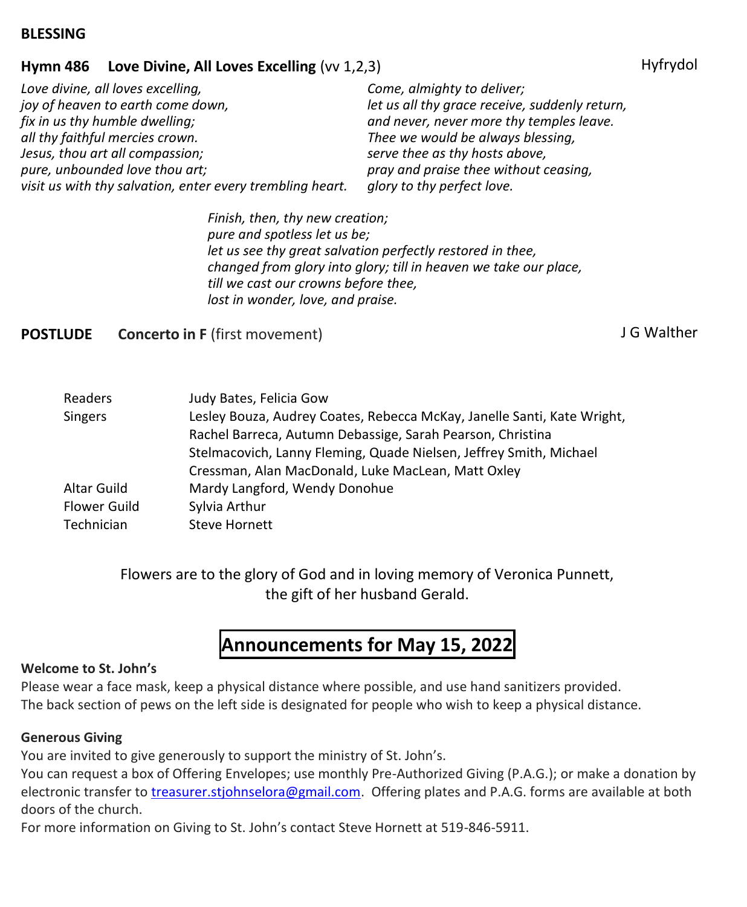**BLESSING**

**Hymn 486 Love Divine, All Loves Excelling** (vv 1,2,3) Hyfrydol

*Love divine, all loves excelling,*
*joy of heaven to earth come down,*
*fix in us thy humble dwelling;*
*all thy faithful mercies crown.*
*Jesus, thou art all compassion;*
*pure, unbounded love thou art;*
*visit us with thy salvation, enter every trembling heart.*

*Come, almighty to deliver;*
*let us all thy grace receive, suddenly return,*
*and never, never more thy temples leave.*
*Thee we would be always blessing,*
*serve thee as thy hosts above,*
*pray and praise thee without ceasing,*
*glory to thy perfect love.*

*Finish, then, thy new creation;*
*pure and spotless let us be;*
*let us see thy great salvation perfectly restored in thee,*
*changed from glory into glory; till in heaven we take our place,*
*till we cast our crowns before thee,*
*lost in wonder, love, and praise.*

**POSTLUDE Concerto in F** (first movement) J G Walther

| | |
|---|---|
| Readers | Judy Bates, Felicia Gow |
| Singers | Lesley Bouza, Audrey Coates, Rebecca McKay, Janelle Santi, Kate Wright, Rachel Barreca, Autumn Debassige, Sarah Pearson, Christina Stelmacovich, Lanny Fleming, Quade Nielsen, Jeffrey Smith, Michael Cressman, Alan MacDonald, Luke MacLean, Matt Oxley |
| Altar Guild | Mardy Langford, Wendy Donohue |
| Flower Guild | Sylvia Arthur |
| Technician | Steve Hornett |

Flowers are to the glory of God and in loving memory of Veronica Punnett, the gift of her husband Gerald.

# Announcements for May 15, 2022

**Welcome to St. John's**

Please wear a face mask, keep a physical distance where possible, and use hand sanitizers provided.
The back section of pews on the left side is designated for people who wish to keep a physical distance.

**Generous Giving**

You are invited to give generously to support the ministry of St. John's.
You can request a box of Offering Envelopes; use monthly Pre-Authorized Giving (P.A.G.); or make a donation by electronic transfer to treasurer.stjohnselora@gmail.com. Offering plates and P.A.G. forms are available at both doors of the church.
For more information on Giving to St. John's contact Steve Hornett at 519-846-5911.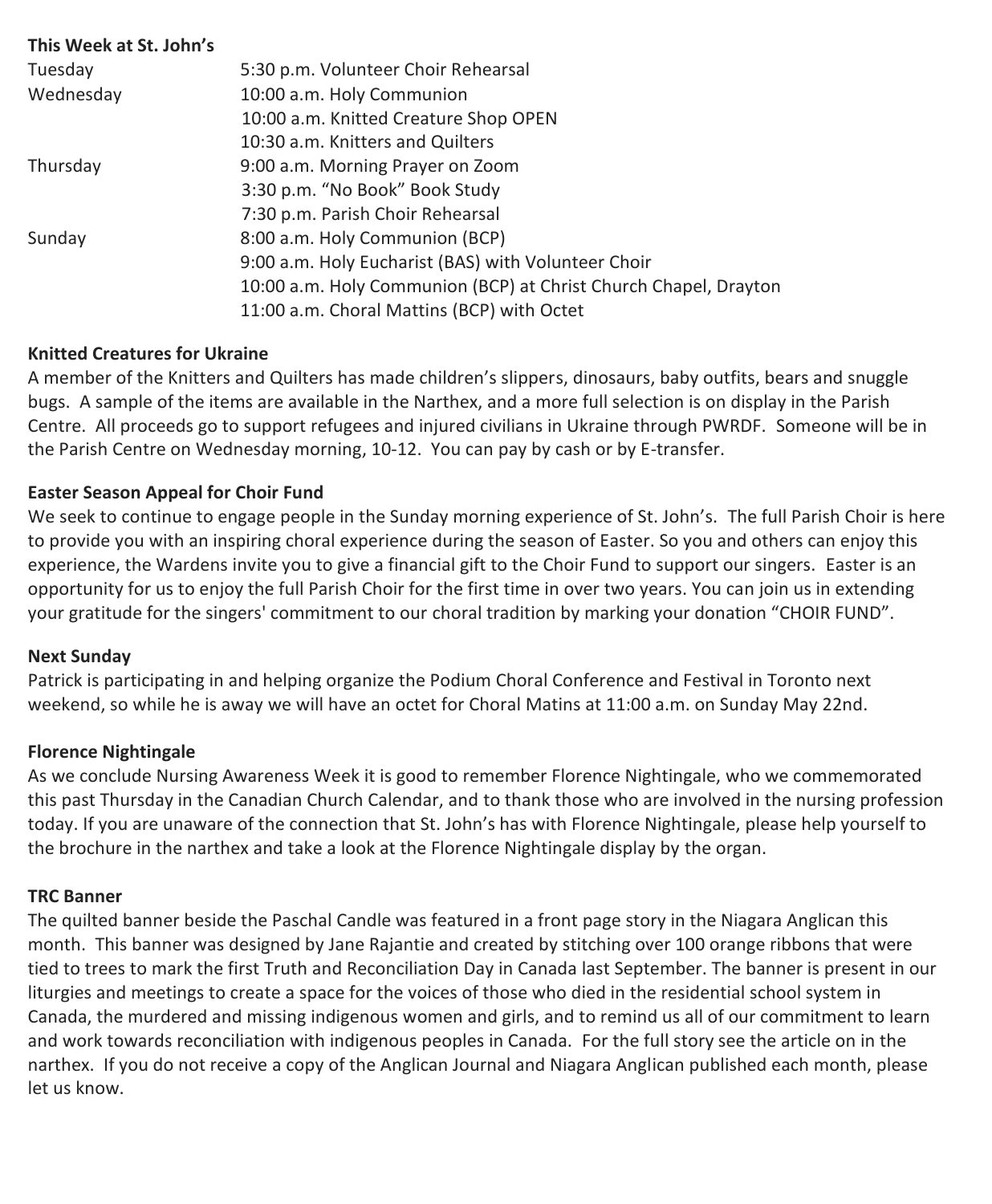**This Week at St. John's**

| | |
|---|---|
| Tuesday | 5:30 p.m. Volunteer Choir Rehearsal |
| Wednesday | 10:00 a.m. Holy Communion |
| | 10:00 a.m. Knitted Creature Shop OPEN |
| | 10:30 a.m. Knitters and Quilters |
| Thursday | 9:00 a.m. Morning Prayer on Zoom |
| | 3:30 p.m. "No Book" Book Study |
| | 7:30 p.m. Parish Choir Rehearsal |
| Sunday | 8:00 a.m. Holy Communion (BCP) |
| | 9:00 a.m. Holy Eucharist (BAS) with Volunteer Choir |
| | 10:00 a.m. Holy Communion (BCP) at Christ Church Chapel, Drayton |
| | 11:00 a.m. Choral Mattins (BCP) with Octet |

**Knitted Creatures for Ukraine**

A member of the Knitters and Quilters has made children's slippers, dinosaurs, baby outfits, bears and snuggle bugs. A sample of the items are available in the Narthex, and a more full selection is on display in the Parish Centre. All proceeds go to support refugees and injured civilians in Ukraine through PWRDF. Someone will be in the Parish Centre on Wednesday morning, 10-12. You can pay by cash or by E-transfer.

**Easter Season Appeal for Choir Fund**

We seek to continue to engage people in the Sunday morning experience of St. John's. The full Parish Choir is here to provide you with an inspiring choral experience during the season of Easter. So you and others can enjoy this experience, the Wardens invite you to give a financial gift to the Choir Fund to support our singers. Easter is an opportunity for us to enjoy the full Parish Choir for the first time in over two years. You can join us in extending your gratitude for the singers' commitment to our choral tradition by marking your donation "CHOIR FUND".

**Next Sunday**

Patrick is participating in and helping organize the Podium Choral Conference and Festival in Toronto next weekend, so while he is away we will have an octet for Choral Matins at 11:00 a.m. on Sunday May 22nd.

**Florence Nightingale**

As we conclude Nursing Awareness Week it is good to remember Florence Nightingale, who we commemorated this past Thursday in the Canadian Church Calendar, and to thank those who are involved in the nursing profession today. If you are unaware of the connection that St. John's has with Florence Nightingale, please help yourself to the brochure in the narthex and take a look at the Florence Nightingale display by the organ.

**TRC Banner**

The quilted banner beside the Paschal Candle was featured in a front page story in the Niagara Anglican this month. This banner was designed by Jane Rajantie and created by stitching over 100 orange ribbons that were tied to trees to mark the first Truth and Reconciliation Day in Canada last September. The banner is present in our liturgies and meetings to create a space for the voices of those who died in the residential school system in Canada, the murdered and missing indigenous women and girls, and to remind us all of our commitment to learn and work towards reconciliation with indigenous peoples in Canada. For the full story see the article on in the narthex. If you do not receive a copy of the Anglican Journal and Niagara Anglican published each month, please let us know.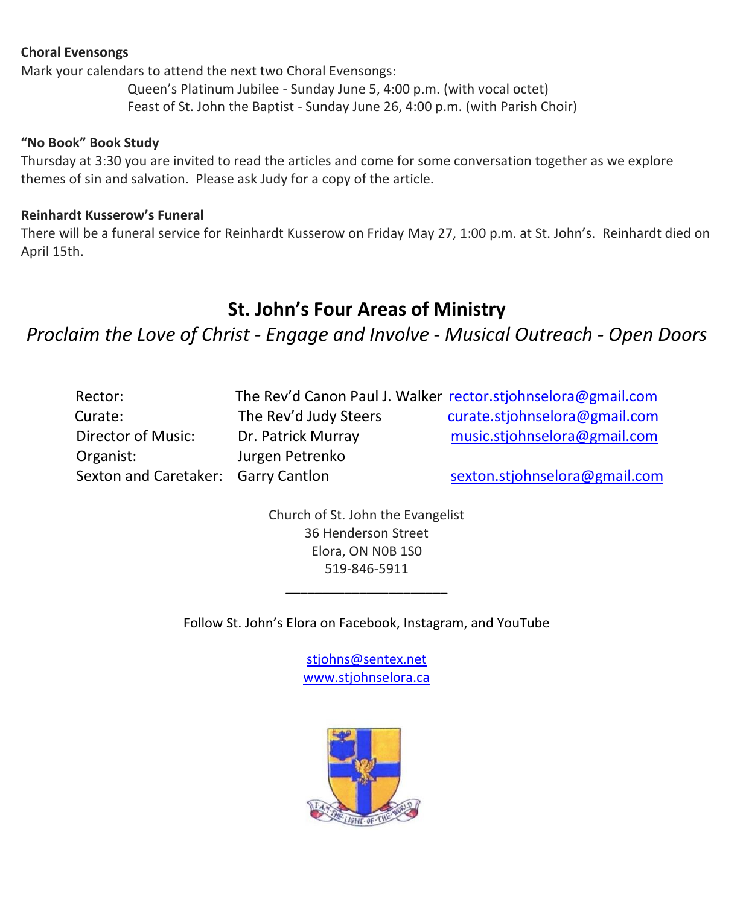**Choral Evensongs**

Mark your calendars to attend the next two Choral Evensongs:

Queen's Platinum Jubilee - Sunday June 5, 4:00 p.m. (with vocal octet)
Feast of St. John the Baptist - Sunday June 26, 4:00 p.m. (with Parish Choir)

**"No Book" Book Study**

Thursday at 3:30 you are invited to read the articles and come for some conversation together as we explore themes of sin and salvation. Please ask Judy for a copy of the article.

**Reinhardt Kusserow's Funeral**

There will be a funeral service for Reinhardt Kusserow on Friday May 27, 1:00 p.m. at St. John's. Reinhardt died on April 15th.

## St. John's Four Areas of Ministry

*Proclaim the Love of Christ - Engage and Involve - Musical Outreach - Open Doors*

| | | |
|---|---|---|
| Rector: | The Rev'd Canon Paul J. Walker | rector.stjohnselora@gmail.com |
| Curate: | The Rev'd Judy Steers | curate.stjohnselora@gmail.com |
| Director of Music: | Dr. Patrick Murray | music.stjohnselora@gmail.com |
| Organist: | Jurgen Petrenko | |
| Sexton and Caretaker: | Garry Cantlon | sexton.stjohnselora@gmail.com |

Church of St. John the Evangelist
36 Henderson Street
Elora, ON N0B 1S0
519-846-5911

---

Follow St. John's Elora on Facebook, Instagram, and YouTube

stjohns@sentex.net
www.stjohnselora.ca

I AM THE LIGHT OF THE WORLD